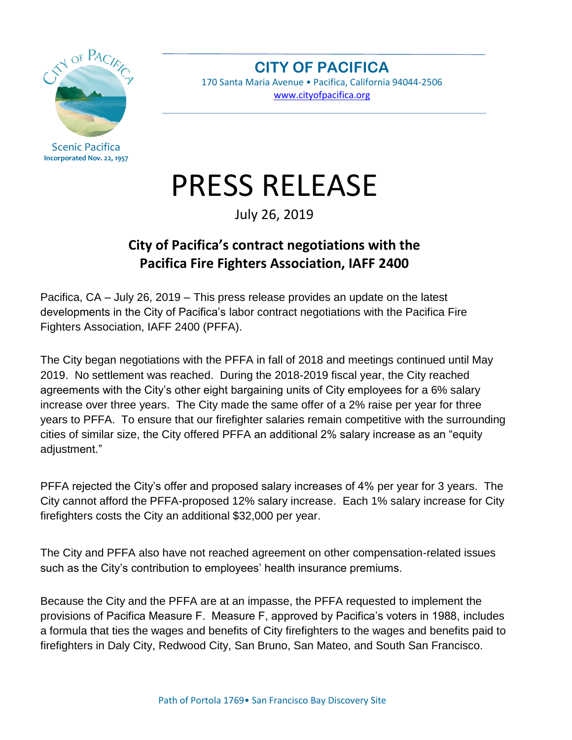CITY OF PACIFICA

Scenic Pacifica
Incorporated Nov. 22, 1957

**CITY OF PACIFICA**
170 Santa Maria Avenue • Pacifica, California 94044-2506
www.cityofpacifica.org

# PRESS RELEASE

July 26, 2019

## City of Pacifica's contract negotiations with the Pacifica Fire Fighters Association, IAFF 2400

Pacifica, CA – July 26, 2019 – This press release provides an update on the latest developments in the City of Pacifica's labor contract negotiations with the Pacifica Fire Fighters Association, IAFF 2400 (PFFA).

The City began negotiations with the PFFA in fall of 2018 and meetings continued until May 2019. No settlement was reached. During the 2018-2019 fiscal year, the City reached agreements with the City's other eight bargaining units of City employees for a 6% salary increase over three years. The City made the same offer of a 2% raise per year for three years to PFFA. To ensure that our firefighter salaries remain competitive with the surrounding cities of similar size, the City offered PFFA an additional 2% salary increase as an "equity adjustment."

PFFA rejected the City's offer and proposed salary increases of 4% per year for 3 years. The City cannot afford the PFFA-proposed 12% salary increase. Each 1% salary increase for City firefighters costs the City an additional $32,000 per year.

The City and PFFA also have not reached agreement on other compensation-related issues such as the City's contribution to employees' health insurance premiums.

Because the City and the PFFA are at an impasse, the PFFA requested to implement the provisions of Pacifica Measure F. Measure F, approved by Pacifica's voters in 1988, includes a formula that ties the wages and benefits of City firefighters to the wages and benefits paid to firefighters in Daly City, Redwood City, San Bruno, San Mateo, and South San Francisco.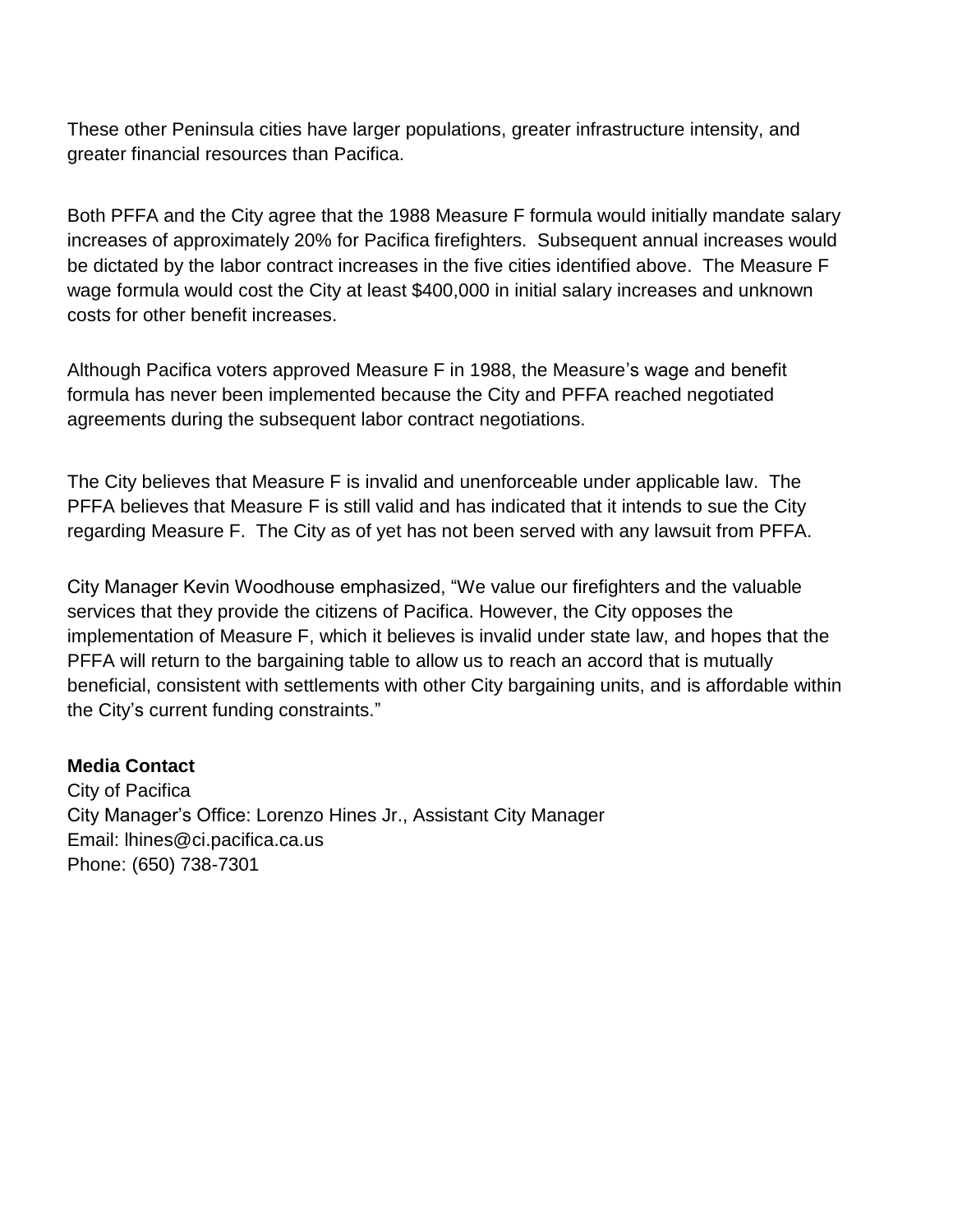These other Peninsula cities have larger populations, greater infrastructure intensity, and greater financial resources than Pacifica.

Both PFFA and the City agree that the 1988 Measure F formula would initially mandate salary increases of approximately 20% for Pacifica firefighters. Subsequent annual increases would be dictated by the labor contract increases in the five cities identified above. The Measure F wage formula would cost the City at least $400,000 in initial salary increases and unknown costs for other benefit increases.

Although Pacifica voters approved Measure F in 1988, the Measure's wage and benefit formula has never been implemented because the City and PFFA reached negotiated agreements during the subsequent labor contract negotiations.

The City believes that Measure F is invalid and unenforceable under applicable law. The PFFA believes that Measure F is still valid and has indicated that it intends to sue the City regarding Measure F. The City as of yet has not been served with any lawsuit from PFFA.

City Manager Kevin Woodhouse emphasized, "We value our firefighters and the valuable services that they provide the citizens of Pacifica. However, the City opposes the implementation of Measure F, which it believes is invalid under state law, and hopes that the PFFA will return to the bargaining table to allow us to reach an accord that is mutually beneficial, consistent with settlements with other City bargaining units, and is affordable within the City's current funding constraints."

**Media Contact**
City of Pacifica
City Manager's Office: Lorenzo Hines Jr., Assistant City Manager
Email: lhines@ci.pacifica.ca.us
Phone: (650) 738-7301